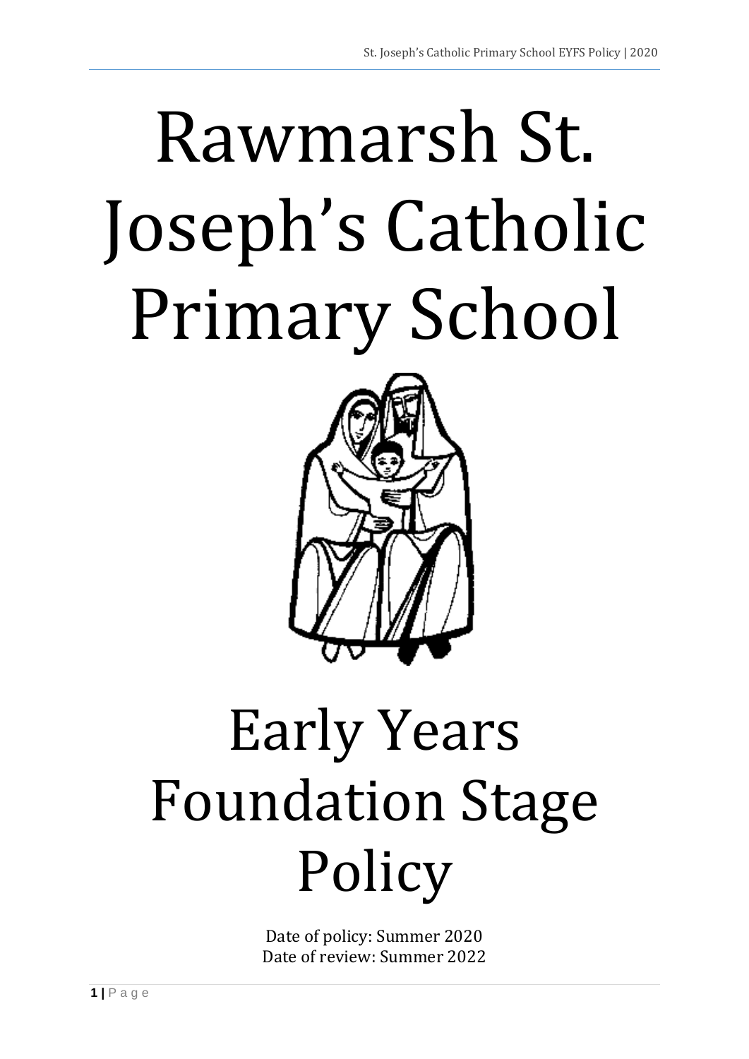# Rawmarsh St. Joseph's Catholic Primary School

# Early Years Foundation Stage Policy

Date of policy: Summer 2020
Date of review: Summer 2022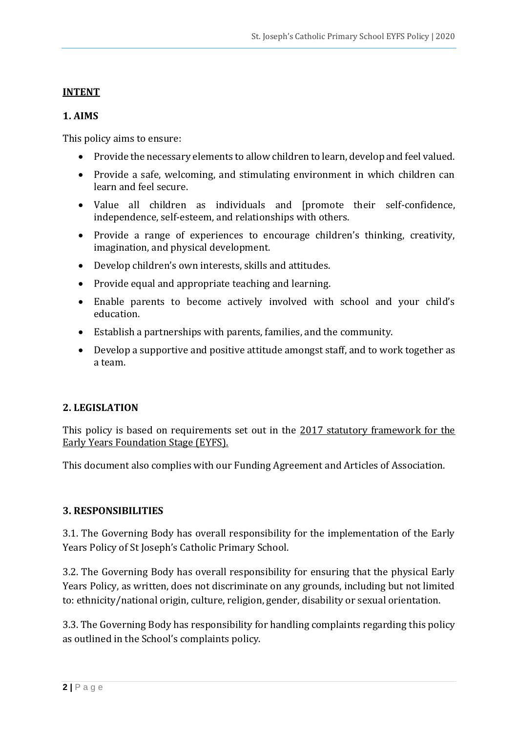## **INTENT**

## 1. AIMS

This policy aims to ensure:

- Provide the necessary elements to allow children to learn, develop and feel valued.
- Provide a safe, welcoming, and stimulating environment in which children can learn and feel secure.
- Value all children as individuals and [promote their self-confidence, independence, self-esteem, and relationships with others.
- Provide a range of experiences to encourage children's thinking, creativity, imagination, and physical development.
- Develop children's own interests, skills and attitudes.
- Provide equal and appropriate teaching and learning.
- Enable parents to become actively involved with school and your child's education.
- Establish a partnerships with parents, families, and the community.
- Develop a supportive and positive attitude amongst staff, and to work together as a team.

## 2. LEGISLATION

This policy is based on requirements set out in the <u>2017 statutory framework for the Early Years Foundation Stage (EYFS).</u>

This document also complies with our Funding Agreement and Articles of Association.

## 3. RESPONSIBILITIES

3.1. The Governing Body has overall responsibility for the implementation of the Early Years Policy of St Joseph's Catholic Primary School.

3.2. The Governing Body has overall responsibility for ensuring that the physical Early Years Policy, as written, does not discriminate on any grounds, including but not limited to: ethnicity/national origin, culture, religion, gender, disability or sexual orientation.

3.3. The Governing Body has responsibility for handling complaints regarding this policy as outlined in the School's complaints policy.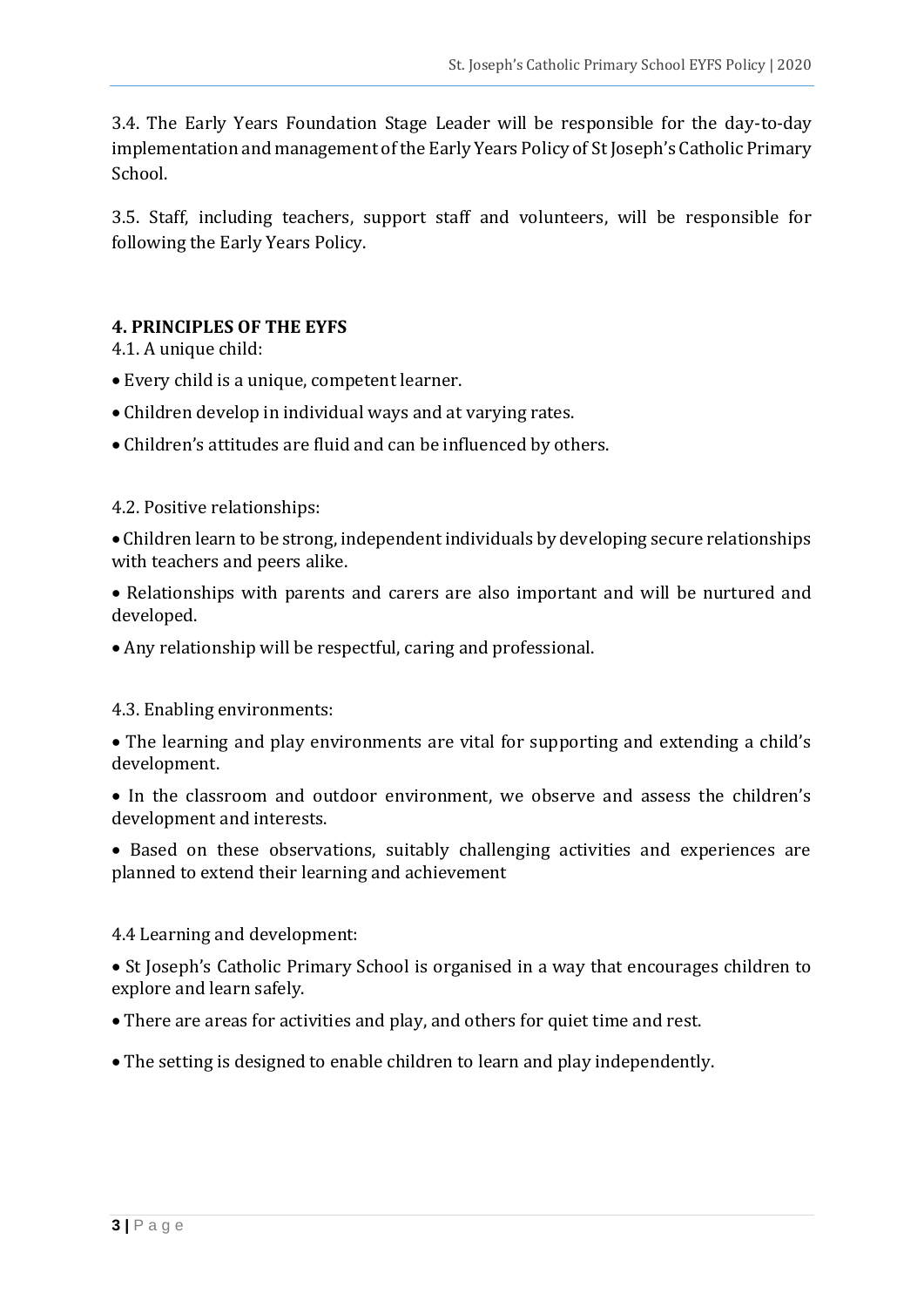3.4. The Early Years Foundation Stage Leader will be responsible for the day-to-day implementation and management of the Early Years Policy of St Joseph's Catholic Primary School.

3.5. Staff, including teachers, support staff and volunteers, will be responsible for following the Early Years Policy.

## 4. PRINCIPLES OF THE EYFS

4.1. A unique child:

- Every child is a unique, competent learner.
- Children develop in individual ways and at varying rates.
- Children's attitudes are fluid and can be influenced by others.

4.2. Positive relationships:

- Children learn to be strong, independent individuals by developing secure relationships with teachers and peers alike.
- Relationships with parents and carers are also important and will be nurtured and developed.
- Any relationship will be respectful, caring and professional.

4.3. Enabling environments:

- The learning and play environments are vital for supporting and extending a child's development.
- In the classroom and outdoor environment, we observe and assess the children's development and interests.
- Based on these observations, suitably challenging activities and experiences are planned to extend their learning and achievement

4.4 Learning and development:

- St Joseph's Catholic Primary School is organised in a way that encourages children to explore and learn safely.
- There are areas for activities and play, and others for quiet time and rest.
- The setting is designed to enable children to learn and play independently.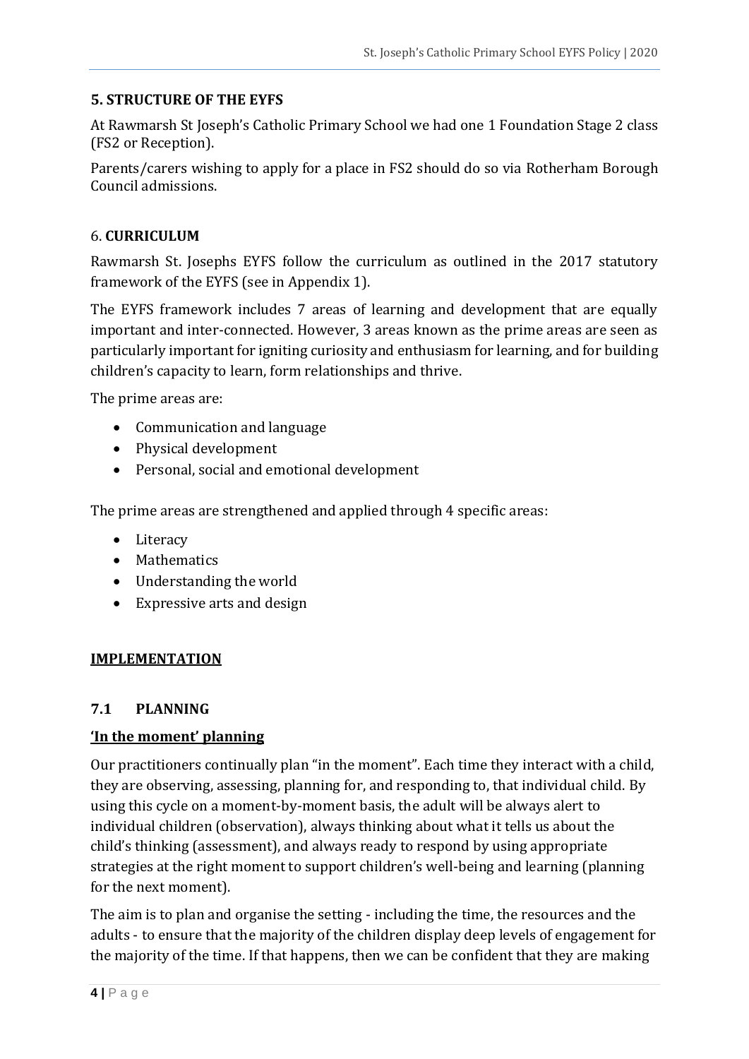## 5. STRUCTURE OF THE EYFS

At Rawmarsh St Joseph's Catholic Primary School we had one 1 Foundation Stage 2 class (FS2 or Reception).

Parents/carers wishing to apply for a place in FS2 should do so via Rotherham Borough Council admissions.

## 6. CURRICULUM

Rawmarsh St. Josephs EYFS follow the curriculum as outlined in the 2017 statutory framework of the EYFS (see in Appendix 1).

The EYFS framework includes 7 areas of learning and development that are equally important and inter-connected. However, 3 areas known as the prime areas are seen as particularly important for igniting curiosity and enthusiasm for learning, and for building children's capacity to learn, form relationships and thrive.

The prime areas are:

- Communication and language
- Physical development
- Personal, social and emotional development

The prime areas are strengthened and applied through 4 specific areas:

- Literacy
- Mathematics
- Understanding the world
- Expressive arts and design

## IMPLEMENTATION

### 7.1 PLANNING

**'In the moment' planning**

Our practitioners continually plan "in the moment". Each time they interact with a child, they are observing, assessing, planning for, and responding to, that individual child. By using this cycle on a moment-by-moment basis, the adult will be always alert to individual children (observation), always thinking about what it tells us about the child's thinking (assessment), and always ready to respond by using appropriate strategies at the right moment to support children's well-being and learning (planning for the next moment).

The aim is to plan and organise the setting - including the time, the resources and the adults - to ensure that the majority of the children display deep levels of engagement for the majority of the time. If that happens, then we can be confident that they are making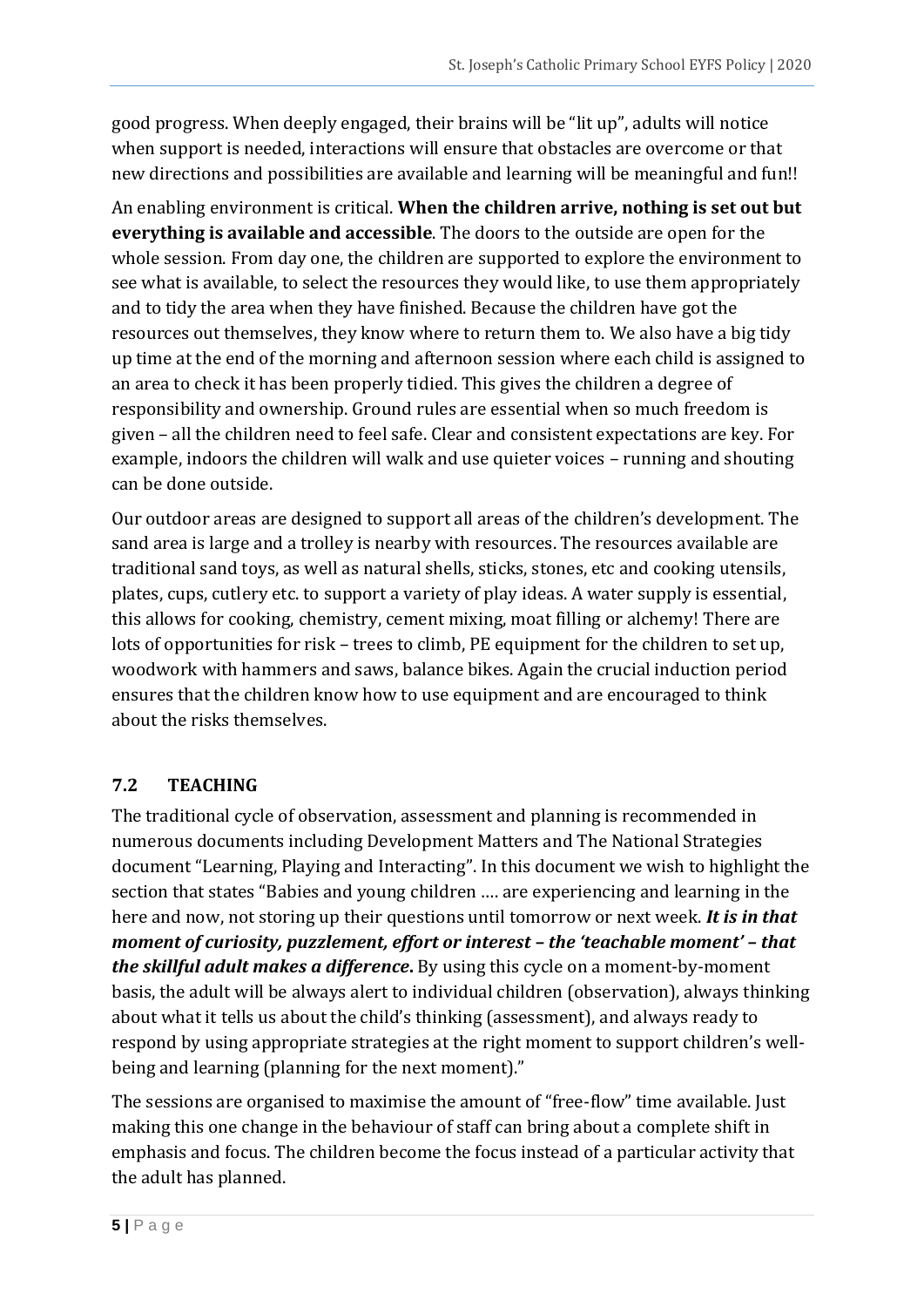good progress. When deeply engaged, their brains will be "lit up", adults will notice when support is needed, interactions will ensure that obstacles are overcome or that new directions and possibilities are available and learning will be meaningful and fun!!

An enabling environment is critical. **When the children arrive, nothing is set out but everything is available and accessible**. The doors to the outside are open for the whole session. From day one, the children are supported to explore the environment to see what is available, to select the resources they would like, to use them appropriately and to tidy the area when they have finished. Because the children have got the resources out themselves, they know where to return them to. We also have a big tidy up time at the end of the morning and afternoon session where each child is assigned to an area to check it has been properly tidied. This gives the children a degree of responsibility and ownership. Ground rules are essential when so much freedom is given – all the children need to feel safe. Clear and consistent expectations are key. For example, indoors the children will walk and use quieter voices – running and shouting can be done outside.

Our outdoor areas are designed to support all areas of the children's development. The sand area is large and a trolley is nearby with resources. The resources available are traditional sand toys, as well as natural shells, sticks, stones, etc and cooking utensils, plates, cups, cutlery etc. to support a variety of play ideas. A water supply is essential, this allows for cooking, chemistry, cement mixing, moat filling or alchemy! There are lots of opportunities for risk – trees to climb, PE equipment for the children to set up, woodwork with hammers and saws, balance bikes. Again the crucial induction period ensures that the children know how to use equipment and are encouraged to think about the risks themselves.

### 7.2 TEACHING

The traditional cycle of observation, assessment and planning is recommended in numerous documents including Development Matters and The National Strategies document "Learning, Playing and Interacting". In this document we wish to highlight the section that states "Babies and young children …. are experiencing and learning in the here and now, not storing up their questions until tomorrow or next week. ***It is in that moment of curiosity, puzzlement, effort or interest – the 'teachable moment' – that the skillful adult makes a difference***. By using this cycle on a moment-by-moment basis, the adult will be always alert to individual children (observation), always thinking about what it tells us about the child's thinking (assessment), and always ready to respond by using appropriate strategies at the right moment to support children's well-being and learning (planning for the next moment)."

The sessions are organised to maximise the amount of "free-flow" time available. Just making this one change in the behaviour of staff can bring about a complete shift in emphasis and focus. The children become the focus instead of a particular activity that the adult has planned.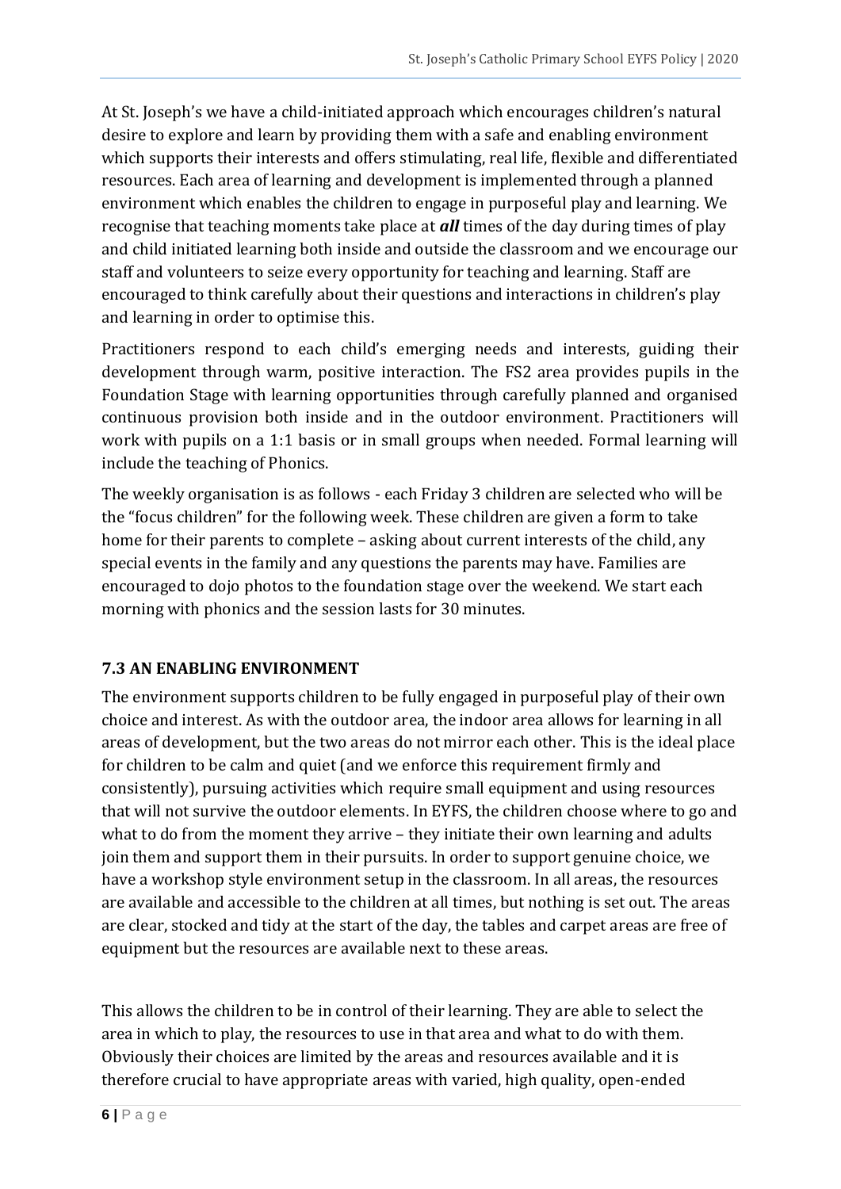At St. Joseph's we have a child-initiated approach which encourages children's natural desire to explore and learn by providing them with a safe and enabling environment which supports their interests and offers stimulating, real life, flexible and differentiated resources. Each area of learning and development is implemented through a planned environment which enables the children to engage in purposeful play and learning. We recognise that teaching moments take place at ***all*** times of the day during times of play and child initiated learning both inside and outside the classroom and we encourage our staff and volunteers to seize every opportunity for teaching and learning. Staff are encouraged to think carefully about their questions and interactions in children's play and learning in order to optimise this.

Practitioners respond to each child's emerging needs and interests, guiding their development through warm, positive interaction. The FS2 area provides pupils in the Foundation Stage with learning opportunities through carefully planned and organised continuous provision both inside and in the outdoor environment. Practitioners will work with pupils on a 1:1 basis or in small groups when needed. Formal learning will include the teaching of Phonics.

The weekly organisation is as follows - each Friday 3 children are selected who will be the "focus children" for the following week. These children are given a form to take home for their parents to complete – asking about current interests of the child, any special events in the family and any questions the parents may have. Families are encouraged to dojo photos to the foundation stage over the weekend. We start each morning with phonics and the session lasts for 30 minutes.

### 7.3 AN ENABLING ENVIRONMENT

The environment supports children to be fully engaged in purposeful play of their own choice and interest. As with the outdoor area, the indoor area allows for learning in all areas of development, but the two areas do not mirror each other. This is the ideal place for children to be calm and quiet (and we enforce this requirement firmly and consistently), pursuing activities which require small equipment and using resources that will not survive the outdoor elements. In EYFS, the children choose where to go and what to do from the moment they arrive – they initiate their own learning and adults join them and support them in their pursuits. In order to support genuine choice, we have a workshop style environment setup in the classroom. In all areas, the resources are available and accessible to the children at all times, but nothing is set out. The areas are clear, stocked and tidy at the start of the day, the tables and carpet areas are free of equipment but the resources are available next to these areas.

This allows the children to be in control of their learning. They are able to select the area in which to play, the resources to use in that area and what to do with them. Obviously their choices are limited by the areas and resources available and it is therefore crucial to have appropriate areas with varied, high quality, open-ended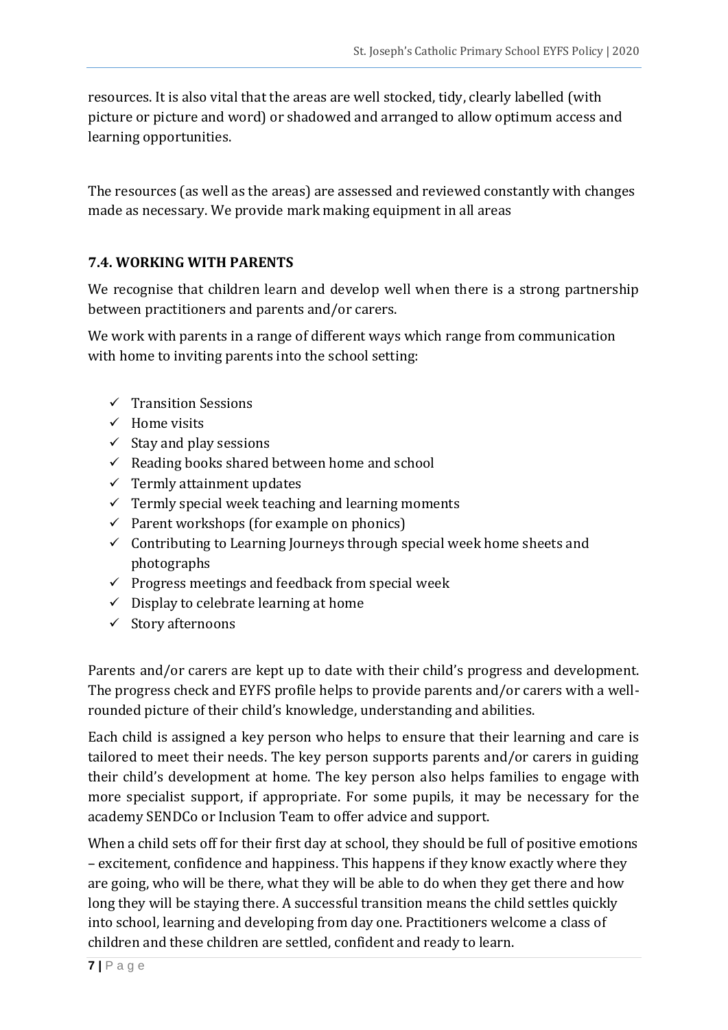resources. It is also vital that the areas are well stocked, tidy, clearly labelled (with picture or picture and word) or shadowed and arranged to allow optimum access and learning opportunities.

The resources (as well as the areas) are assessed and reviewed constantly with changes made as necessary. We provide mark making equipment in all areas

### 7.4. WORKING WITH PARENTS

We recognise that children learn and develop well when there is a strong partnership between practitioners and parents and/or carers.

We work with parents in a range of different ways which range from communication with home to inviting parents into the school setting:

- ✓ Transition Sessions
- ✓ Home visits
- ✓ Stay and play sessions
- ✓ Reading books shared between home and school
- ✓ Termly attainment updates
- ✓ Termly special week teaching and learning moments
- ✓ Parent workshops (for example on phonics)
- ✓ Contributing to Learning Journeys through special week home sheets and photographs
- ✓ Progress meetings and feedback from special week
- ✓ Display to celebrate learning at home
- ✓ Story afternoons

Parents and/or carers are kept up to date with their child's progress and development. The progress check and EYFS profile helps to provide parents and/or carers with a well-rounded picture of their child's knowledge, understanding and abilities.

Each child is assigned a key person who helps to ensure that their learning and care is tailored to meet their needs. The key person supports parents and/or carers in guiding their child's development at home. The key person also helps families to engage with more specialist support, if appropriate. For some pupils, it may be necessary for the academy SENDCo or Inclusion Team to offer advice and support.

When a child sets off for their first day at school, they should be full of positive emotions – excitement, confidence and happiness. This happens if they know exactly where they are going, who will be there, what they will be able to do when they get there and how long they will be staying there. A successful transition means the child settles quickly into school, learning and developing from day one. Practitioners welcome a class of children and these children are settled, confident and ready to learn.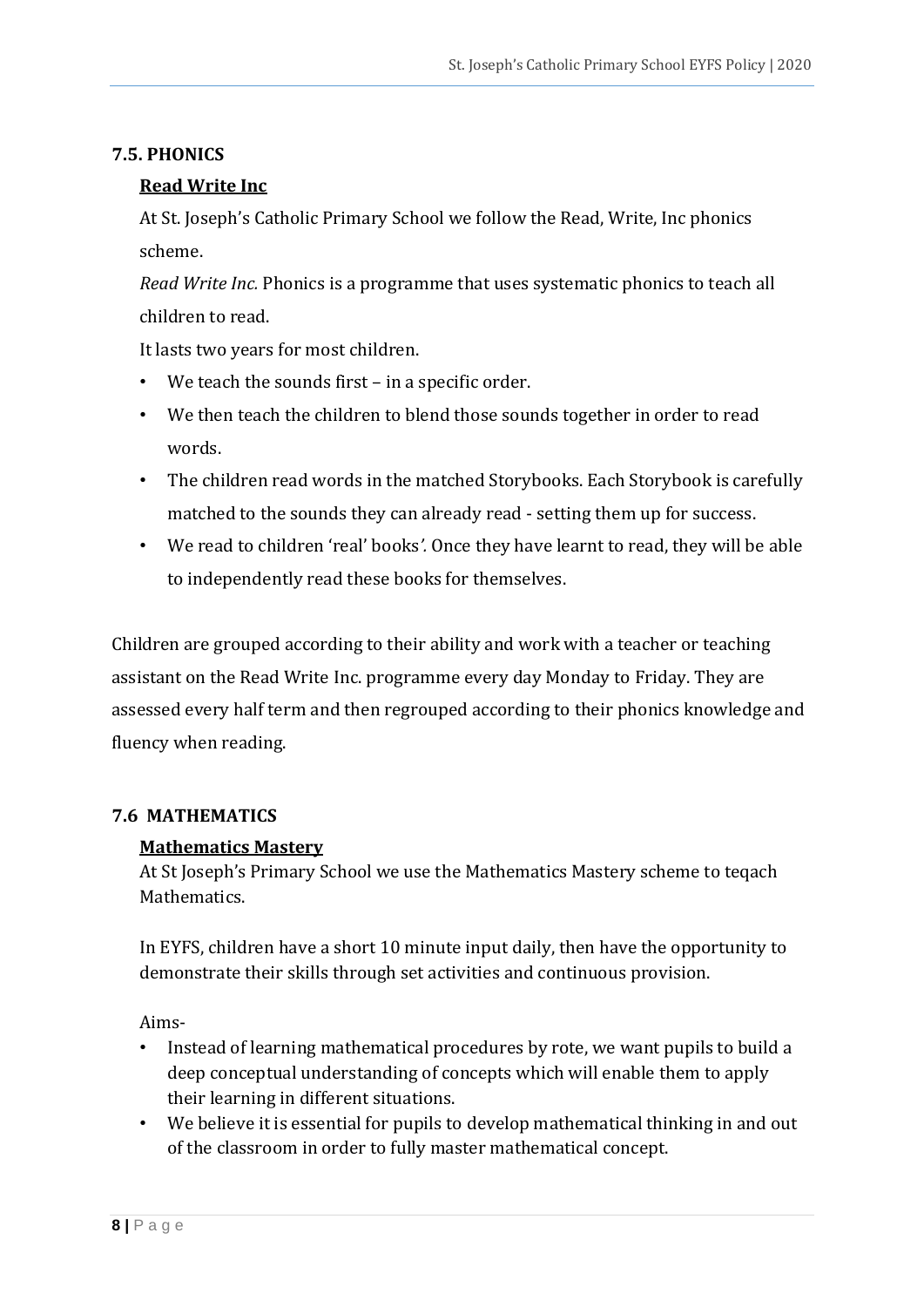### 7.5. PHONICS

**Read Write Inc**

At St. Joseph's Catholic Primary School we follow the Read, Write, Inc phonics scheme.

*Read Write Inc.* Phonics is a programme that uses systematic phonics to teach all children to read.

It lasts two years for most children.

- We teach the sounds first – in a specific order.
- We then teach the children to blend those sounds together in order to read words.
- The children read words in the matched Storybooks. Each Storybook is carefully matched to the sounds they can already read - setting them up for success.
- We read to children 'real' books*'*. Once they have learnt to read, they will be able to independently read these books for themselves.

Children are grouped according to their ability and work with a teacher or teaching assistant on the Read Write Inc. programme every day Monday to Friday. They are assessed every half term and then regrouped according to their phonics knowledge and fluency when reading.

### 7.6 MATHEMATICS

**Mathematics Mastery**

At St Joseph's Primary School we use the Mathematics Mastery scheme to teqach Mathematics.

In EYFS, children have a short 10 minute input daily, then have the opportunity to demonstrate their skills through set activities and continuous provision.

Aims-

- Instead of learning mathematical procedures by rote, we want pupils to build a deep conceptual understanding of concepts which will enable them to apply their learning in different situations.
- We believe it is essential for pupils to develop mathematical thinking in and out of the classroom in order to fully master mathematical concept.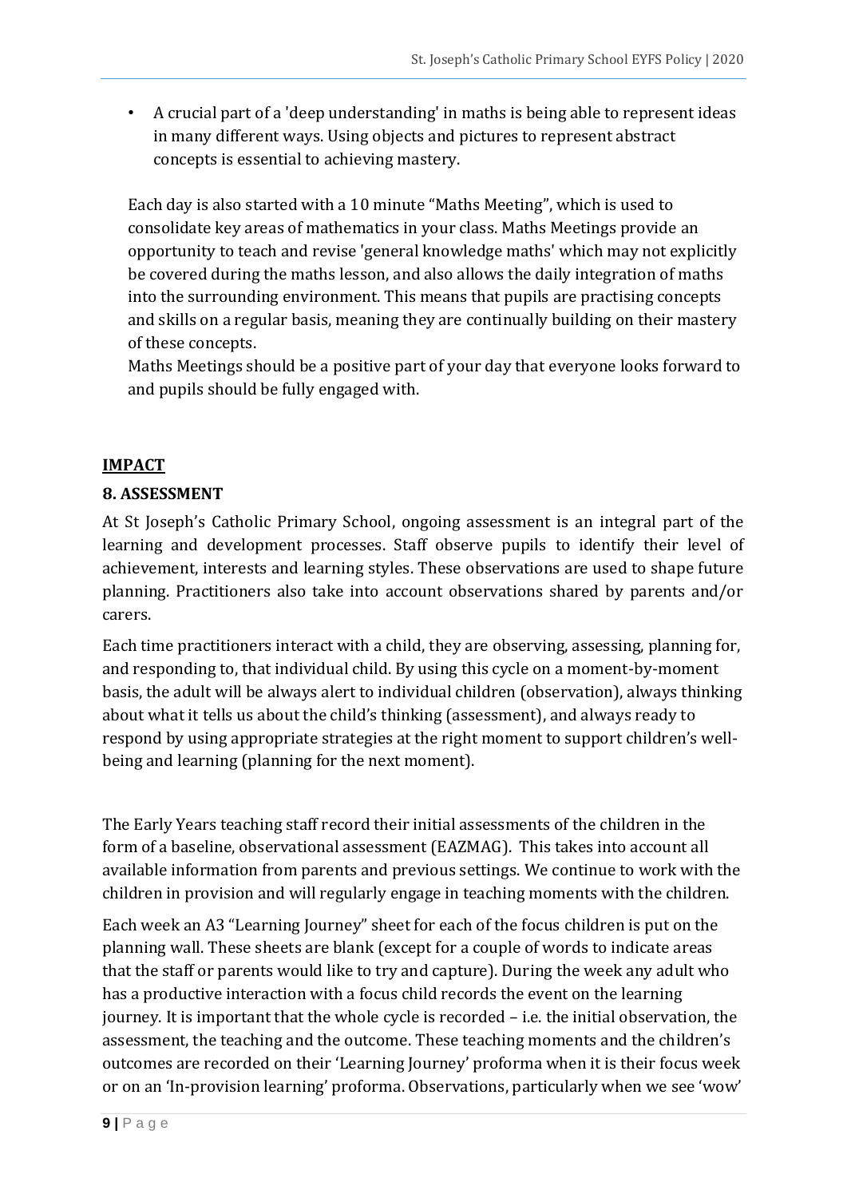- A crucial part of a 'deep understanding' in maths is being able to represent ideas in many different ways. Using objects and pictures to represent abstract concepts is essential to achieving mastery.

Each day is also started with a 10 minute "Maths Meeting", which is used to consolidate key areas of mathematics in your class. Maths Meetings provide an opportunity to teach and revise 'general knowledge maths' which may not explicitly be covered during the maths lesson, and also allows the daily integration of maths into the surrounding environment. This means that pupils are practising concepts and skills on a regular basis, meaning they are continually building on their mastery of these concepts.

Maths Meetings should be a positive part of your day that everyone looks forward to and pupils should be fully engaged with.

## IMPACT

### 8. ASSESSMENT

At St Joseph's Catholic Primary School, ongoing assessment is an integral part of the learning and development processes. Staff observe pupils to identify their level of achievement, interests and learning styles. These observations are used to shape future planning. Practitioners also take into account observations shared by parents and/or carers.

Each time practitioners interact with a child, they are observing, assessing, planning for, and responding to, that individual child. By using this cycle on a moment-by-moment basis, the adult will be always alert to individual children (observation), always thinking about what it tells us about the child's thinking (assessment), and always ready to respond by using appropriate strategies at the right moment to support children's well-being and learning (planning for the next moment).

The Early Years teaching staff record their initial assessments of the children in the form of a baseline, observational assessment (EAZMAG). This takes into account all available information from parents and previous settings. We continue to work with the children in provision and will regularly engage in teaching moments with the children.

Each week an A3 "Learning Journey" sheet for each of the focus children is put on the planning wall. These sheets are blank (except for a couple of words to indicate areas that the staff or parents would like to try and capture). During the week any adult who has a productive interaction with a focus child records the event on the learning journey. It is important that the whole cycle is recorded – i.e. the initial observation, the assessment, the teaching and the outcome. These teaching moments and the children's outcomes are recorded on their 'Learning Journey' proforma when it is their focus week or on an 'In-provision learning' proforma. Observations, particularly when we see 'wow'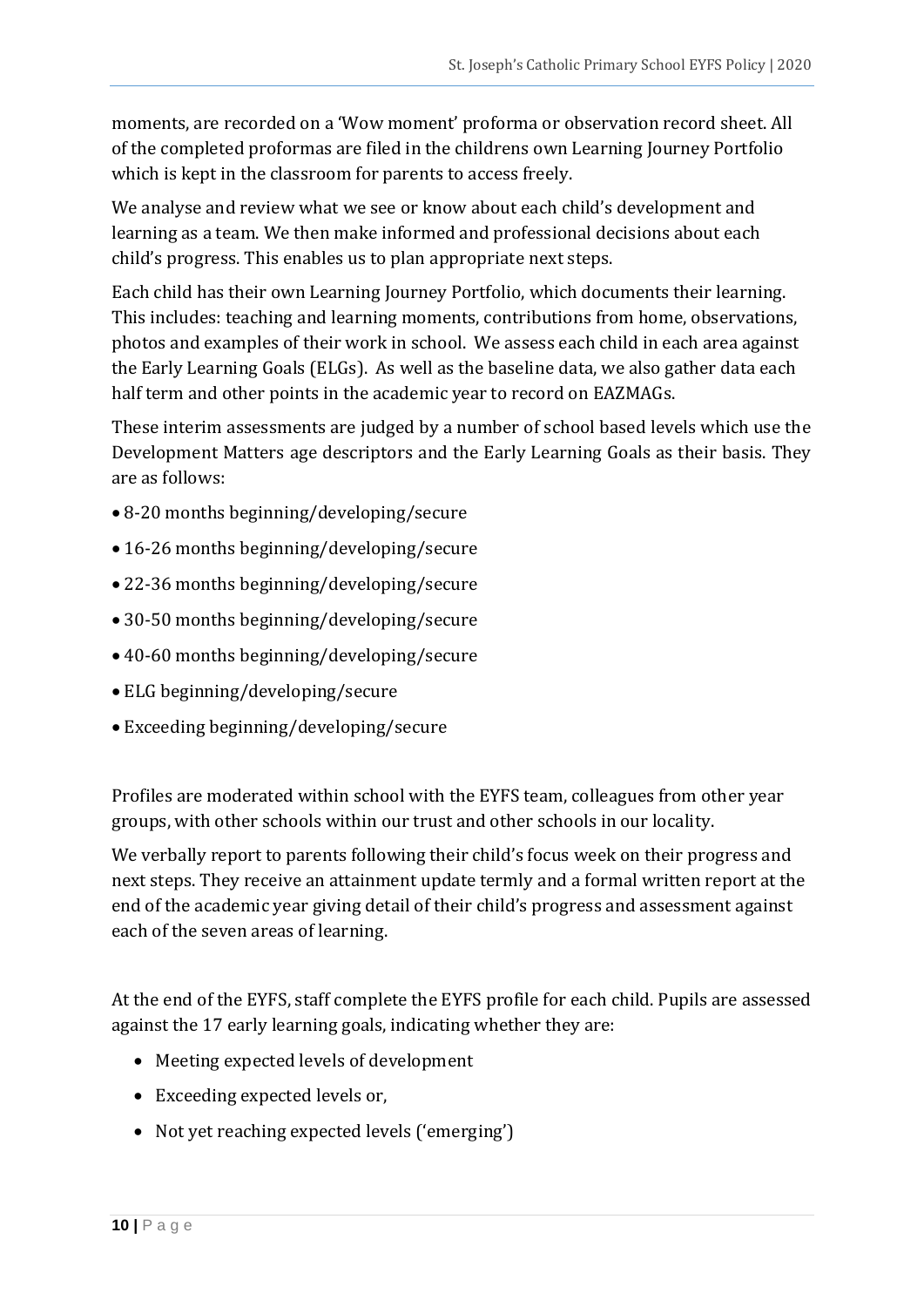moments, are recorded on a 'Wow moment' proforma or observation record sheet. All of the completed proformas are filed in the childrens own Learning Journey Portfolio which is kept in the classroom for parents to access freely.

We analyse and review what we see or know about each child's development and learning as a team. We then make informed and professional decisions about each child's progress. This enables us to plan appropriate next steps.

Each child has their own Learning Journey Portfolio, which documents their learning. This includes: teaching and learning moments, contributions from home, observations, photos and examples of their work in school. We assess each child in each area against the Early Learning Goals (ELGs). As well as the baseline data, we also gather data each half term and other points in the academic year to record on EAZMAGs.

These interim assessments are judged by a number of school based levels which use the Development Matters age descriptors and the Early Learning Goals as their basis. They are as follows:

- 8-20 months beginning/developing/secure
- 16-26 months beginning/developing/secure
- 22-36 months beginning/developing/secure
- 30-50 months beginning/developing/secure
- 40-60 months beginning/developing/secure
- ELG beginning/developing/secure
- Exceeding beginning/developing/secure

Profiles are moderated within school with the EYFS team, colleagues from other year groups, with other schools within our trust and other schools in our locality.

We verbally report to parents following their child's focus week on their progress and next steps. They receive an attainment update termly and a formal written report at the end of the academic year giving detail of their child's progress and assessment against each of the seven areas of learning.

At the end of the EYFS, staff complete the EYFS profile for each child. Pupils are assessed against the 17 early learning goals, indicating whether they are:

- Meeting expected levels of development
- Exceeding expected levels or,
- Not yet reaching expected levels ('emerging')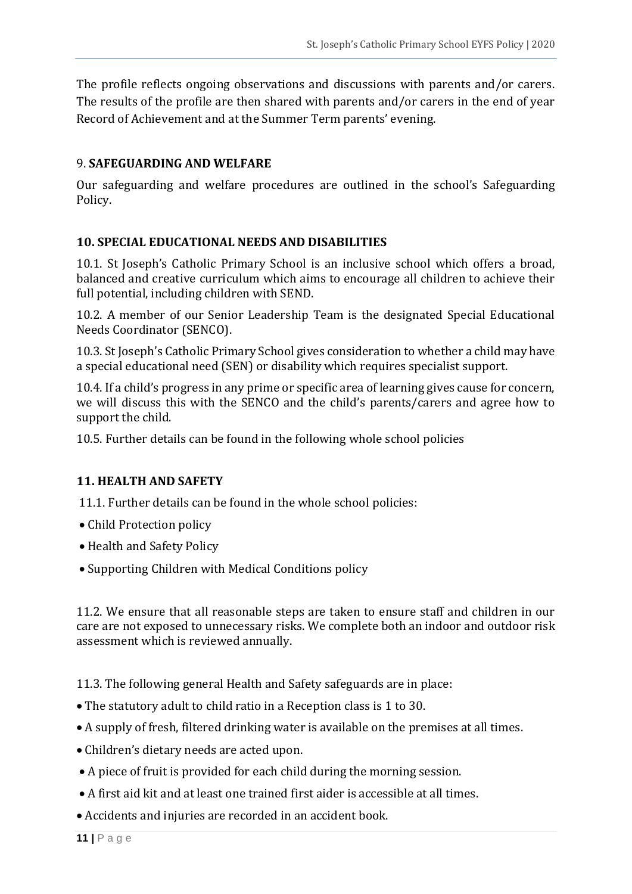The profile reflects ongoing observations and discussions with parents and/or carers. The results of the profile are then shared with parents and/or carers in the end of year Record of Achievement and at the Summer Term parents' evening.

## 9. SAFEGUARDING AND WELFARE

Our safeguarding and welfare procedures are outlined in the school's Safeguarding Policy.

## 10. SPECIAL EDUCATIONAL NEEDS AND DISABILITIES

10.1. St Joseph's Catholic Primary School is an inclusive school which offers a broad, balanced and creative curriculum which aims to encourage all children to achieve their full potential, including children with SEND.

10.2. A member of our Senior Leadership Team is the designated Special Educational Needs Coordinator (SENCO).

10.3. St Joseph's Catholic Primary School gives consideration to whether a child may have a special educational need (SEN) or disability which requires specialist support.

10.4. If a child's progress in any prime or specific area of learning gives cause for concern, we will discuss this with the SENCO and the child's parents/carers and agree how to support the child.

10.5. Further details can be found in the following whole school policies

## 11. HEALTH AND SAFETY

11.1. Further details can be found in the whole school policies:

- Child Protection policy
- Health and Safety Policy
- Supporting Children with Medical Conditions policy

11.2. We ensure that all reasonable steps are taken to ensure staff and children in our care are not exposed to unnecessary risks. We complete both an indoor and outdoor risk assessment which is reviewed annually.

11.3. The following general Health and Safety safeguards are in place:

- The statutory adult to child ratio in a Reception class is 1 to 30.
- A supply of fresh, filtered drinking water is available on the premises at all times.
- Children's dietary needs are acted upon.
- A piece of fruit is provided for each child during the morning session.
- A first aid kit and at least one trained first aider is accessible at all times.
- Accidents and injuries are recorded in an accident book.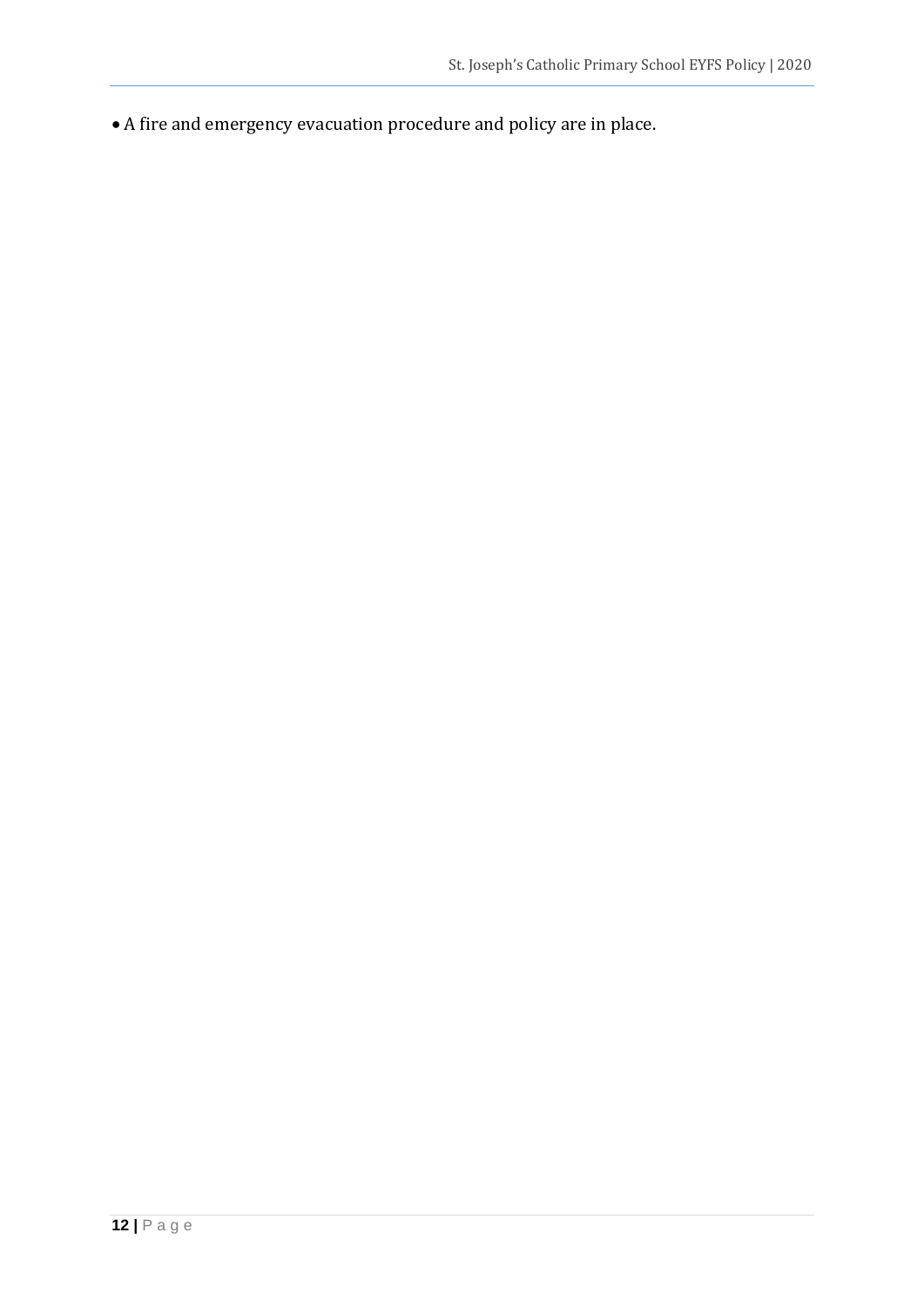- A fire and emergency evacuation procedure and policy are in place.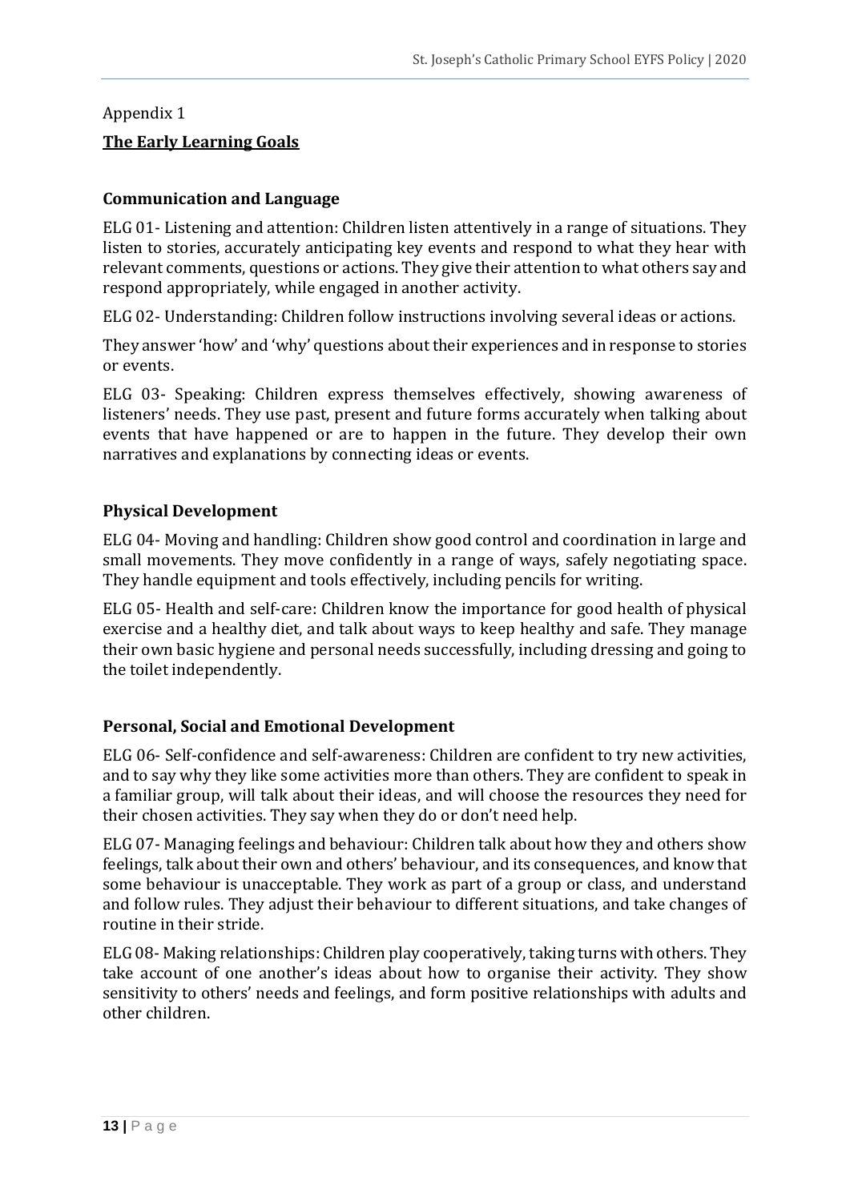Appendix 1

## The Early Learning Goals

### Communication and Language

ELG 01- Listening and attention: Children listen attentively in a range of situations. They listen to stories, accurately anticipating key events and respond to what they hear with relevant comments, questions or actions. They give their attention to what others say and respond appropriately, while engaged in another activity.

ELG 02- Understanding: Children follow instructions involving several ideas or actions.

They answer 'how' and 'why' questions about their experiences and in response to stories or events.

ELG 03- Speaking: Children express themselves effectively, showing awareness of listeners' needs. They use past, present and future forms accurately when talking about events that have happened or are to happen in the future. They develop their own narratives and explanations by connecting ideas or events.

### Physical Development

ELG 04- Moving and handling: Children show good control and coordination in large and small movements. They move confidently in a range of ways, safely negotiating space. They handle equipment and tools effectively, including pencils for writing.

ELG 05- Health and self-care: Children know the importance for good health of physical exercise and a healthy diet, and talk about ways to keep healthy and safe. They manage their own basic hygiene and personal needs successfully, including dressing and going to the toilet independently.

### Personal, Social and Emotional Development

ELG 06- Self-confidence and self-awareness: Children are confident to try new activities, and to say why they like some activities more than others. They are confident to speak in a familiar group, will talk about their ideas, and will choose the resources they need for their chosen activities. They say when they do or don't need help.

ELG 07- Managing feelings and behaviour: Children talk about how they and others show feelings, talk about their own and others' behaviour, and its consequences, and know that some behaviour is unacceptable. They work as part of a group or class, and understand and follow rules. They adjust their behaviour to different situations, and take changes of routine in their stride.

ELG 08- Making relationships: Children play cooperatively, taking turns with others. They take account of one another's ideas about how to organise their activity. They show sensitivity to others' needs and feelings, and form positive relationships with adults and other children.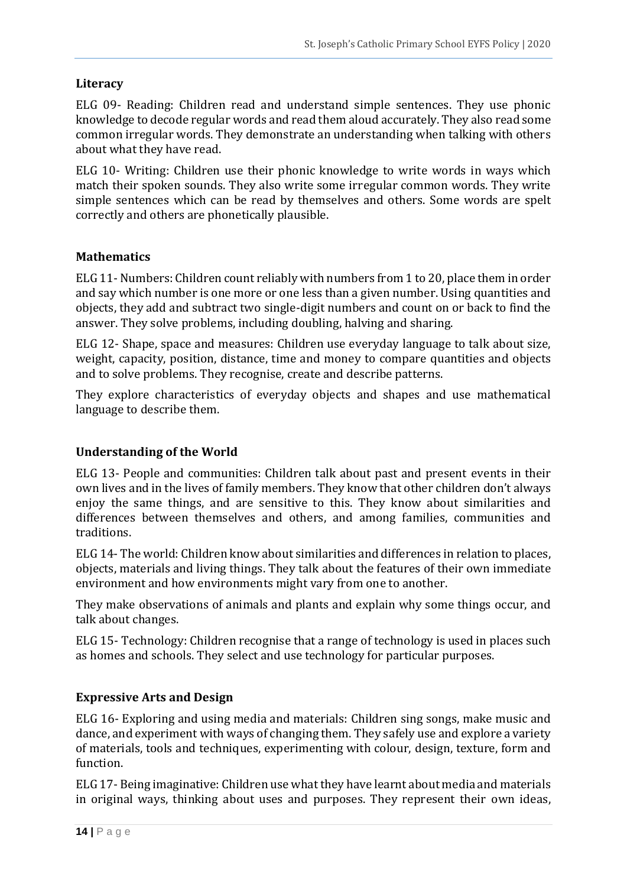## Literacy

ELG 09- Reading: Children read and understand simple sentences. They use phonic knowledge to decode regular words and read them aloud accurately. They also read some common irregular words. They demonstrate an understanding when talking with others about what they have read.

ELG 10- Writing: Children use their phonic knowledge to write words in ways which match their spoken sounds. They also write some irregular common words. They write simple sentences which can be read by themselves and others. Some words are spelt correctly and others are phonetically plausible.

## Mathematics

ELG 11- Numbers: Children count reliably with numbers from 1 to 20, place them in order and say which number is one more or one less than a given number. Using quantities and objects, they add and subtract two single-digit numbers and count on or back to find the answer. They solve problems, including doubling, halving and sharing.

ELG 12- Shape, space and measures: Children use everyday language to talk about size, weight, capacity, position, distance, time and money to compare quantities and objects and to solve problems. They recognise, create and describe patterns.

They explore characteristics of everyday objects and shapes and use mathematical language to describe them.

## Understanding of the World

ELG 13- People and communities: Children talk about past and present events in their own lives and in the lives of family members. They know that other children don't always enjoy the same things, and are sensitive to this. They know about similarities and differences between themselves and others, and among families, communities and traditions.

ELG 14- The world: Children know about similarities and differences in relation to places, objects, materials and living things. They talk about the features of their own immediate environment and how environments might vary from one to another.

They make observations of animals and plants and explain why some things occur, and talk about changes.

ELG 15- Technology: Children recognise that a range of technology is used in places such as homes and schools. They select and use technology for particular purposes.

## Expressive Arts and Design

ELG 16- Exploring and using media and materials: Children sing songs, make music and dance, and experiment with ways of changing them. They safely use and explore a variety of materials, tools and techniques, experimenting with colour, design, texture, form and function.

ELG 17- Being imaginative: Children use what they have learnt about media and materials in original ways, thinking about uses and purposes. They represent their own ideas,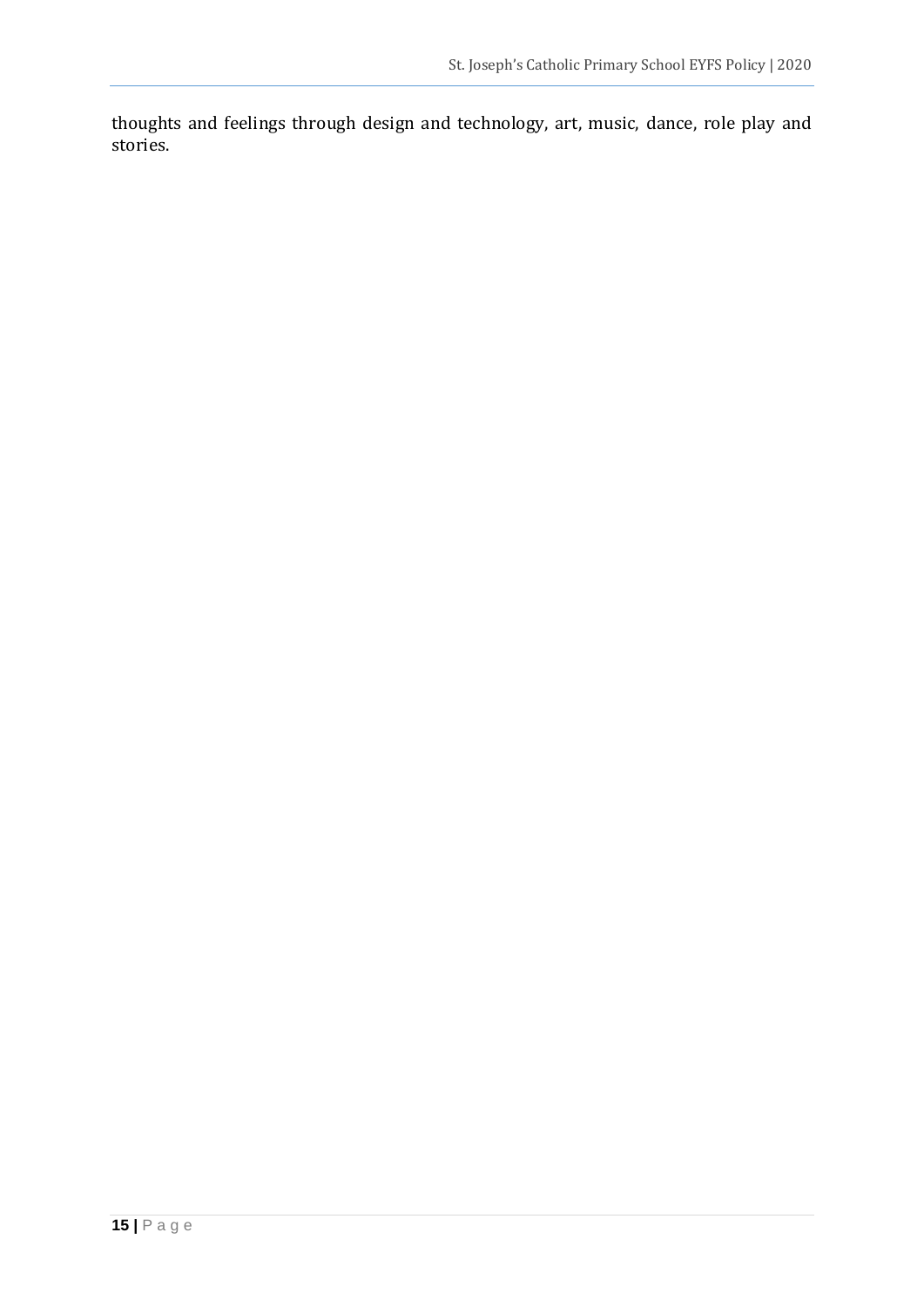thoughts and feelings through design and technology, art, music, dance, role play and stories.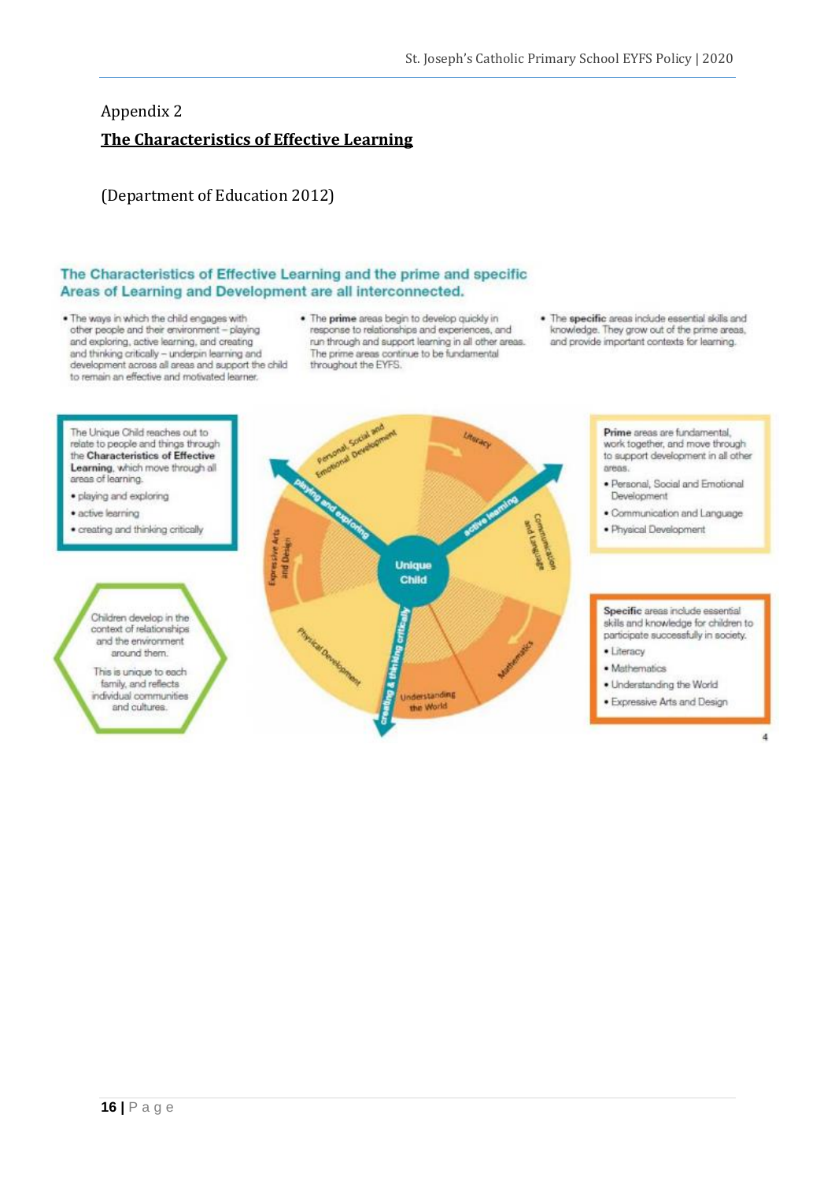Appendix 2

## The Characteristics of Effective Learning

(Department of Education 2012)

### The Characteristics of Effective Learning and the prime and specific Areas of Learning and Development are all interconnected.

- The ways in which the child engages with other people and their environment – playing and exploring, active learning, and creating and thinking critically – underpin learning and development across all areas and support the child to remain an effective and motivated learner.
- The **prime** areas begin to develop quickly in response to relationships and experiences, and run through and support learning in all other areas. The prime areas continue to be fundamental throughout the EYFS.
- The **specific** areas include essential skills and knowledge. They grow out of the prime areas, and provide important contexts for learning.

The Unique Child reaches out to relate to people and things through the **Characteristics of Effective Learning**, which move through all areas of learning.

- playing and exploring
- active learning
- creating and thinking critically

Children develop in the context of relationships and the environment around them.

This is unique to each family, and reflects individual communities and cultures.

Personal, Social and Emotional Development

Literacy

playing and exploring

active learning

Communication and Language

Expressive Arts and Design

Unique Child

Physical Development

creating & thinking critically

Mathematics

Understanding the World

**Prime** areas are fundamental, work together, and move through to support development in all other areas.

- Personal, Social and Emotional Development
- Communication and Language
- Physical Development

**Specific** areas include essential skills and knowledge for children to participate successfully in society.

- Literacy
- Mathematics
- Understanding the World
- Expressive Arts and Design

4